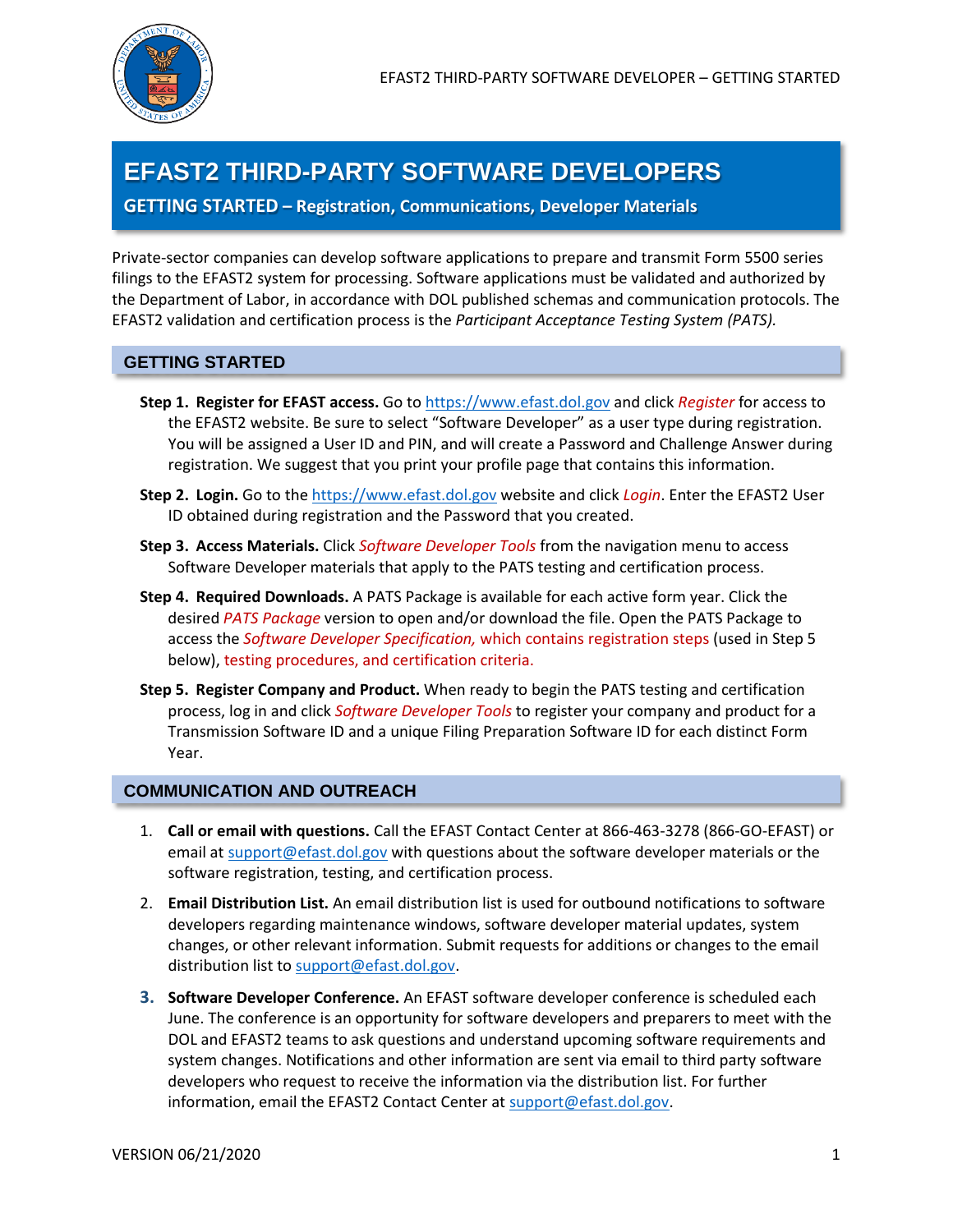# EFAST2 THIRD-PARTY SOFTWARE DEVELOPERS

**GETTING STARTED – Registration, Communications, Developer Materials**

Private-sector companies can develop software applications to prepare and transmit Form 5500 series filings to the EFAST2 system for processing. Software applications must be validated and authorized by the Department of Labor, in accordance with DOL published schemas and communication protocols. The EFAST2 validation and certification process is the *Participant Acceptance Testing System (PATS).*

## GETTING STARTED

**Step 1. Register for EFAST access.** Go to https://www.efast.dol.gov and click *Register* for access to the EFAST2 website. Be sure to select "Software Developer" as a user type during registration. You will be assigned a User ID and PIN, and will create a Password and Challenge Answer during registration. We suggest that you print your profile page that contains this information.

**Step 2. Login.** Go to the https://www.efast.dol.gov website and click *Login*. Enter the EFAST2 User ID obtained during registration and the Password that you created.

**Step 3. Access Materials.** Click *Software Developer Tools* from the navigation menu to access Software Developer materials that apply to the PATS testing and certification process.

**Step 4. Required Downloads.** A PATS Package is available for each active form year. Click the desired *PATS Package* version to open and/or download the file. Open the PATS Package to access the *Software Developer Specification,* which contains registration steps (used in Step 5 below), testing procedures, and certification criteria.

**Step 5. Register Company and Product.** When ready to begin the PATS testing and certification process, log in and click *Software Developer Tools* to register your company and product for a Transmission Software ID and a unique Filing Preparation Software ID for each distinct Form Year.

## COMMUNICATION AND OUTREACH

1. **Call or email with questions.** Call the EFAST Contact Center at 866-463-3278 (866-GO-EFAST) or email at support@efast.dol.gov with questions about the software developer materials or the software registration, testing, and certification process.
2. **Email Distribution List.** An email distribution list is used for outbound notifications to software developers regarding maintenance windows, software developer material updates, system changes, or other relevant information. Submit requests for additions or changes to the email distribution list to support@efast.dol.gov.
3. **Software Developer Conference.** An EFAST software developer conference is scheduled each June. The conference is an opportunity for software developers and preparers to meet with the DOL and EFAST2 teams to ask questions and understand upcoming software requirements and system changes. Notifications and other information are sent via email to third party software developers who request to receive the information via the distribution list. For further information, email the EFAST2 Contact Center at support@efast.dol.gov.

VERSION 06/21/2020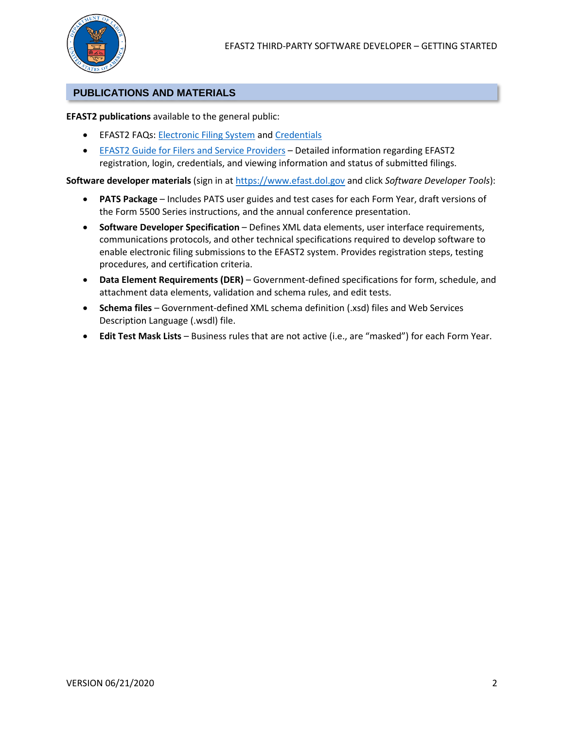## PUBLICATIONS AND MATERIALS

**EFAST2 publications** available to the general public:

- EFAST2 FAQs: Electronic Filing System and Credentials
- EFAST2 Guide for Filers and Service Providers – Detailed information regarding EFAST2 registration, login, credentials, and viewing information and status of submitted filings.

**Software developer materials** (sign in at https://www.efast.dol.gov and click *Software Developer Tools*):

- **PATS Package** – Includes PATS user guides and test cases for each Form Year, draft versions of the Form 5500 Series instructions, and the annual conference presentation.
- **Software Developer Specification** – Defines XML data elements, user interface requirements, communications protocols, and other technical specifications required to develop software to enable electronic filing submissions to the EFAST2 system. Provides registration steps, testing procedures, and certification criteria.
- **Data Element Requirements (DER)** – Government-defined specifications for form, schedule, and attachment data elements, validation and schema rules, and edit tests.
- **Schema files** – Government-defined XML schema definition (.xsd) files and Web Services Description Language (.wsdl) file.
- **Edit Test Mask Lists** – Business rules that are not active (i.e., are "masked") for each Form Year.